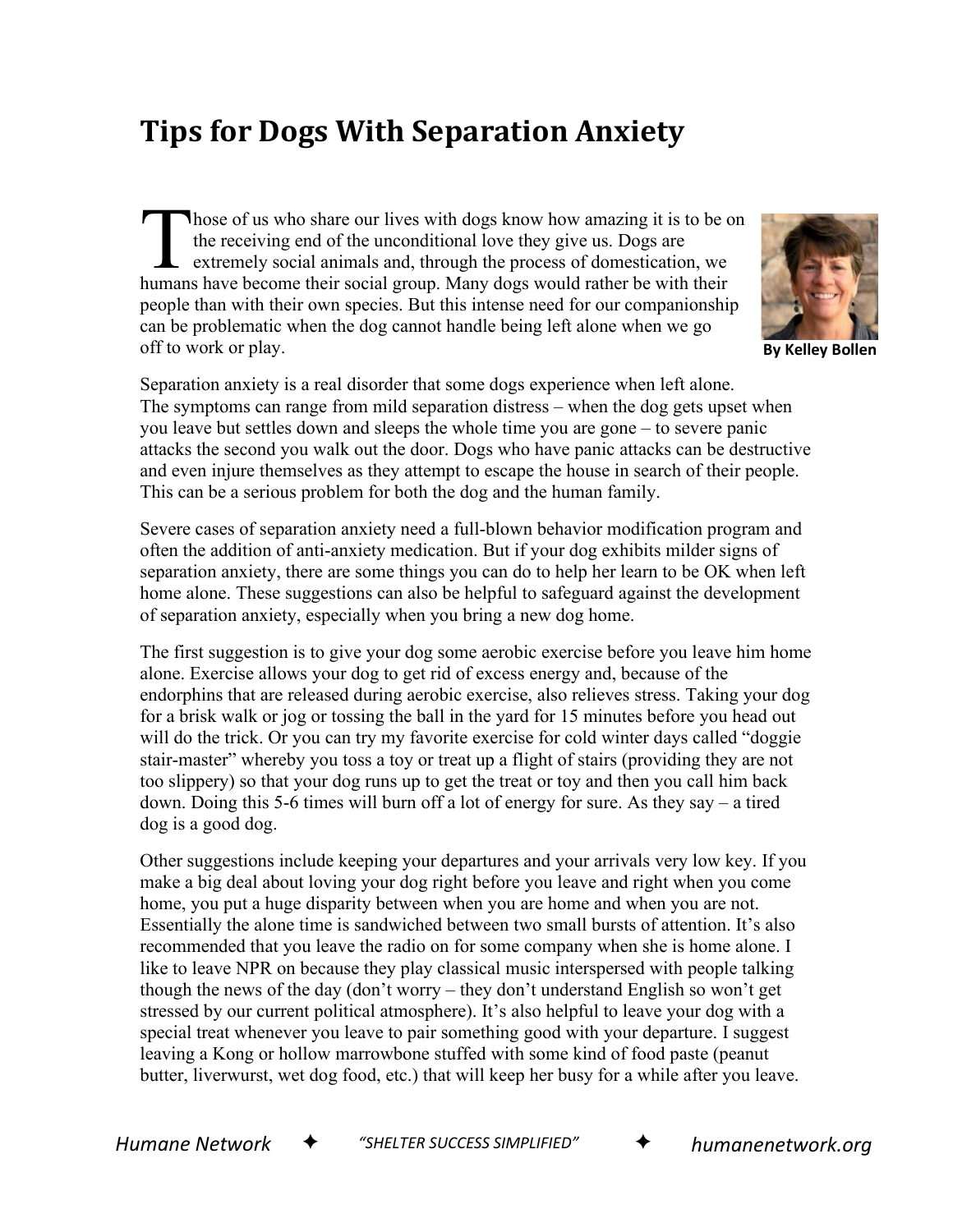# Tips for Dogs With Separation Anxiety

**By Kelley Bollen**

Those of us who share our lives with dogs know how amazing it is to be on the receiving end of the unconditional love they give us. Dogs are extremely social animals and, through the process of domestication, we humans have become their social group. Many dogs would rather be with their people than with their own species. But this intense need for our companionship can be problematic when the dog cannot handle being left alone when we go off to work or play.

Separation anxiety is a real disorder that some dogs experience when left alone. The symptoms can range from mild separation distress – when the dog gets upset when you leave but settles down and sleeps the whole time you are gone – to severe panic attacks the second you walk out the door. Dogs who have panic attacks can be destructive and even injure themselves as they attempt to escape the house in search of their people. This can be a serious problem for both the dog and the human family.

Severe cases of separation anxiety need a full-blown behavior modification program and often the addition of anti-anxiety medication. But if your dog exhibits milder signs of separation anxiety, there are some things you can do to help her learn to be OK when left home alone. These suggestions can also be helpful to safeguard against the development of separation anxiety, especially when you bring a new dog home.

The first suggestion is to give your dog some aerobic exercise before you leave him home alone. Exercise allows your dog to get rid of excess energy and, because of the endorphins that are released during aerobic exercise, also relieves stress. Taking your dog for a brisk walk or jog or tossing the ball in the yard for 15 minutes before you head out will do the trick. Or you can try my favorite exercise for cold winter days called "doggie stair-master" whereby you toss a toy or treat up a flight of stairs (providing they are not too slippery) so that your dog runs up to get the treat or toy and then you call him back down. Doing this 5-6 times will burn off a lot of energy for sure. As they say – a tired dog is a good dog.

Other suggestions include keeping your departures and your arrivals very low key. If you make a big deal about loving your dog right before you leave and right when you come home, you put a huge disparity between when you are home and when you are not. Essentially the alone time is sandwiched between two small bursts of attention. It's also recommended that you leave the radio on for some company when she is home alone. I like to leave NPR on because they play classical music interspersed with people talking though the news of the day (don't worry – they don't understand English so won't get stressed by our current political atmosphere). It's also helpful to leave your dog with a special treat whenever you leave to pair something good with your departure. I suggest leaving a Kong or hollow marrowbone stuffed with some kind of food paste (peanut butter, liverwurst, wet dog food, etc.) that will keep her busy for a while after you leave.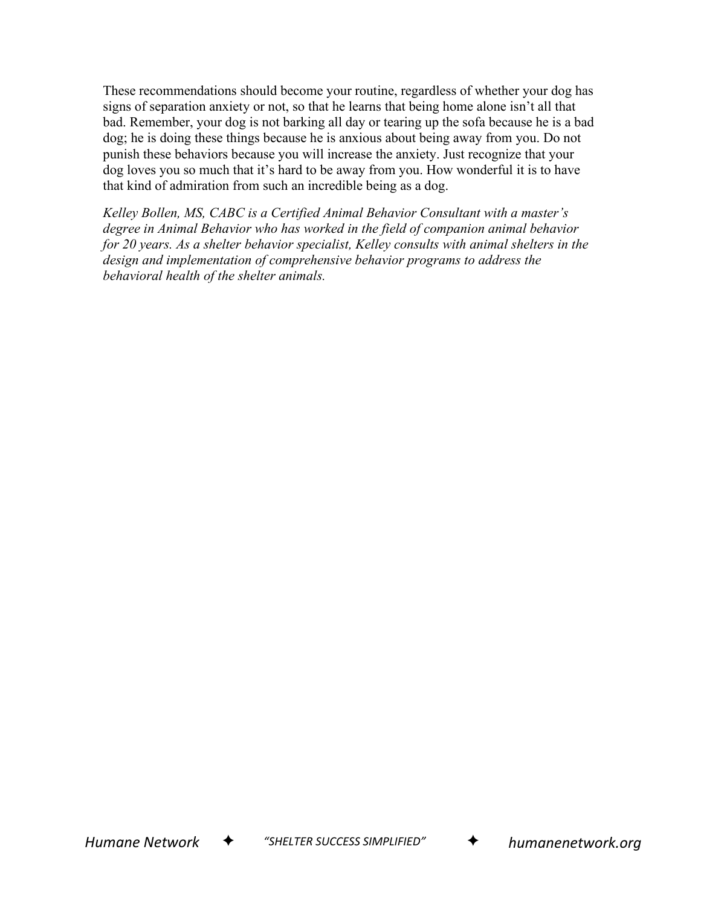These recommendations should become your routine, regardless of whether your dog has signs of separation anxiety or not, so that he learns that being home alone isn't all that bad. Remember, your dog is not barking all day or tearing up the sofa because he is a bad dog; he is doing these things because he is anxious about being away from you. Do not punish these behaviors because you will increase the anxiety. Just recognize that your dog loves you so much that it's hard to be away from you. How wonderful it is to have that kind of admiration from such an incredible being as a dog.

*Kelley Bollen, MS, CABC is a Certified Animal Behavior Consultant with a master's degree in Animal Behavior who has worked in the field of companion animal behavior for 20 years. As a shelter behavior specialist, Kelley consults with animal shelters in the design and implementation of comprehensive behavior programs to address the behavioral health of the shelter animals.*